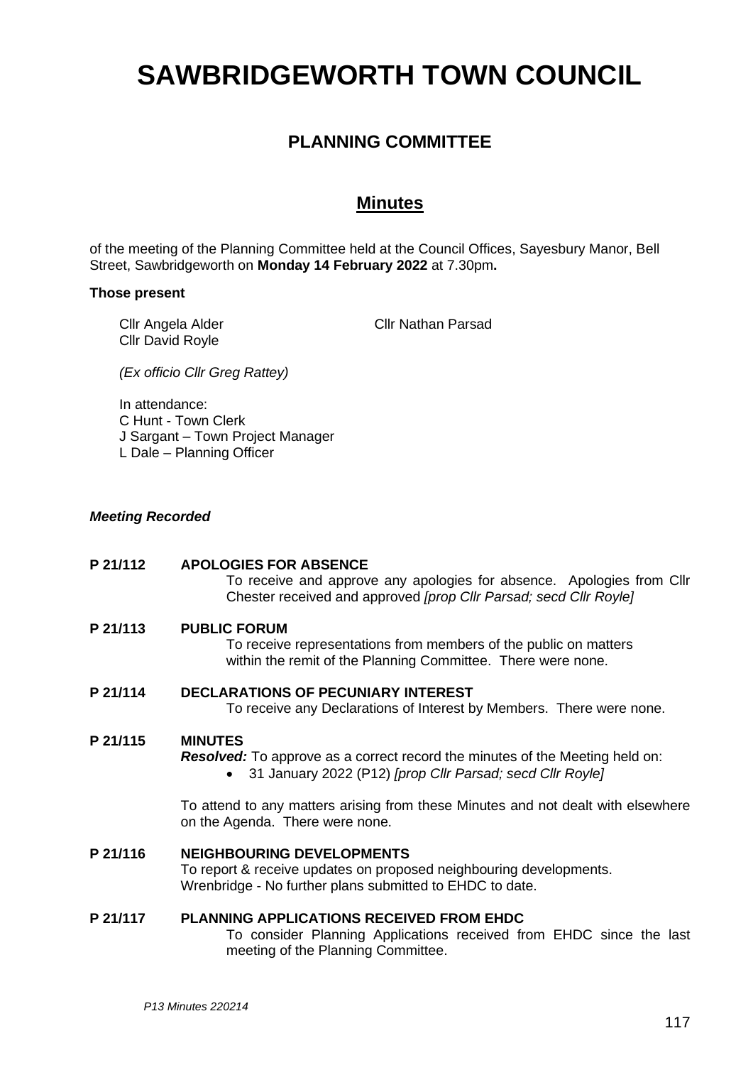# SAWBRIDGEWORTH TOWN COUNCIL

## PLANNING COMMITTEE

## Minutes

of the meeting of the Planning Committee held at the Council Offices, Sayesbury Manor, Bell Street, Sawbridgeworth on **Monday 14 February 2022** at 7.30pm**.**

**Those present**

Cllr Angela Alder
Cllr Nathan Parsad
Cllr David Royle

*(Ex officio Cllr Greg Rattey)*

In attendance:
C Hunt - Town Clerk
J Sargant – Town Project Manager
L Dale – Planning Officer

***Meeting Recorded***

**P 21/112 APOLOGIES FOR ABSENCE**

To receive and approve any apologies for absence. Apologies from Cllr Chester received and approved *[prop Cllr Parsad; secd Cllr Royle]*

**P 21/113 PUBLIC FORUM**

To receive representations from members of the public on matters within the remit of the Planning Committee. There were none.

**P 21/114 DECLARATIONS OF PECUNIARY INTEREST**

To receive any Declarations of Interest by Members. There were none.

**P 21/115 MINUTES**

***Resolved:*** To approve as a correct record the minutes of the Meeting held on:

- 31 January 2022 (P12) *[prop Cllr Parsad; secd Cllr Royle]*

To attend to any matters arising from these Minutes and not dealt with elsewhere on the Agenda. There were none.

**P 21/116 NEIGHBOURING DEVELOPMENTS**

To report & receive updates on proposed neighbouring developments.
Wrenbridge - No further plans submitted to EHDC to date.

**P 21/117 PLANNING APPLICATIONS RECEIVED FROM EHDC**

To consider Planning Applications received from EHDC since the last meeting of the Planning Committee.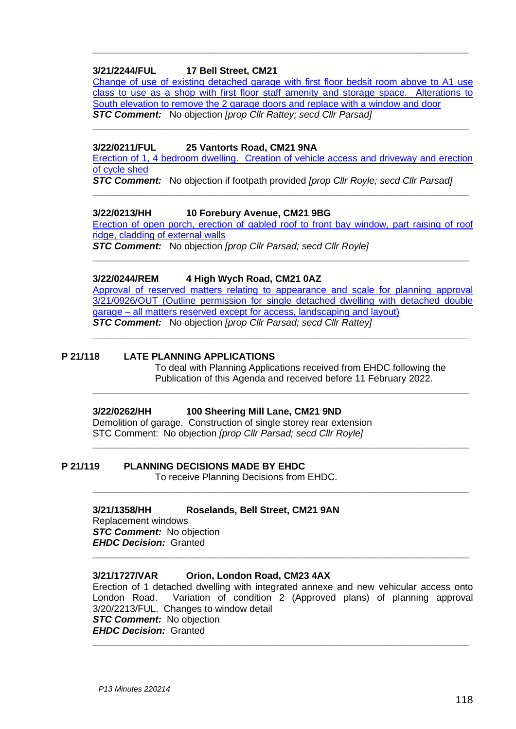---

**3/21/2244/FUL     17 Bell Street, CM21**

Change of use of existing detached garage with first floor bedsit room above to A1 use class to use as a shop with first floor staff amenity and storage space. Alterations to South elevation to remove the 2 garage doors and replace with a window and door

***STC Comment:*** No objection *[prop Cllr Rattey; secd Cllr Parsad]*

---

**3/22/0211/FUL     25 Vantorts Road, CM21 9NA**

Erection of 1, 4 bedroom dwelling. Creation of vehicle access and driveway and erection of cycle shed

***STC Comment:*** No objection if footpath provided *[prop Cllr Royle; secd Cllr Parsad]*

---

**3/22/0213/HH     10 Forebury Avenue, CM21 9BG**

Erection of open porch, erection of gabled roof to front bay window, part raising of roof ridge, cladding of external walls

***STC Comment:*** No objection *[prop Cllr Parsad; secd Cllr Royle]*

---

**3/22/0244/REM     4 High Wych Road, CM21 0AZ**

Approval of reserved matters relating to appearance and scale for planning approval 3/21/0926/OUT (Outline permission for single detached dwelling with detached double garage – all matters reserved except for access, landscaping and layout)

***STC Comment:*** No objection *[prop Cllr Parsad; secd Cllr Rattey]*

---

## P 21/118     LATE PLANNING APPLICATIONS

To deal with Planning Applications received from EHDC following the Publication of this Agenda and received before 11 February 2022.

---

**3/22/0262/HH     100 Sheering Mill Lane, CM21 9ND**

Demolition of garage. Construction of single storey rear extension

STC Comment: No objection *[prop Cllr Parsad; secd Cllr Royle]*

---

## P 21/119     PLANNING DECISIONS MADE BY EHDC

To receive Planning Decisions from EHDC.

---

**3/21/1358/HH     Roselands, Bell Street, CM21 9AN**

Replacement windows

***STC Comment:*** No objection

***EHDC Decision:*** Granted

---

**3/21/1727/VAR     Orion, London Road, CM23 4AX**

Erection of 1 detached dwelling with integrated annexe and new vehicular access onto London Road. Variation of condition 2 (Approved plans) of planning approval 3/20/2213/FUL. Changes to window detail

***STC Comment:*** No objection

***EHDC Decision:*** Granted

---

*P13 Minutes 220214*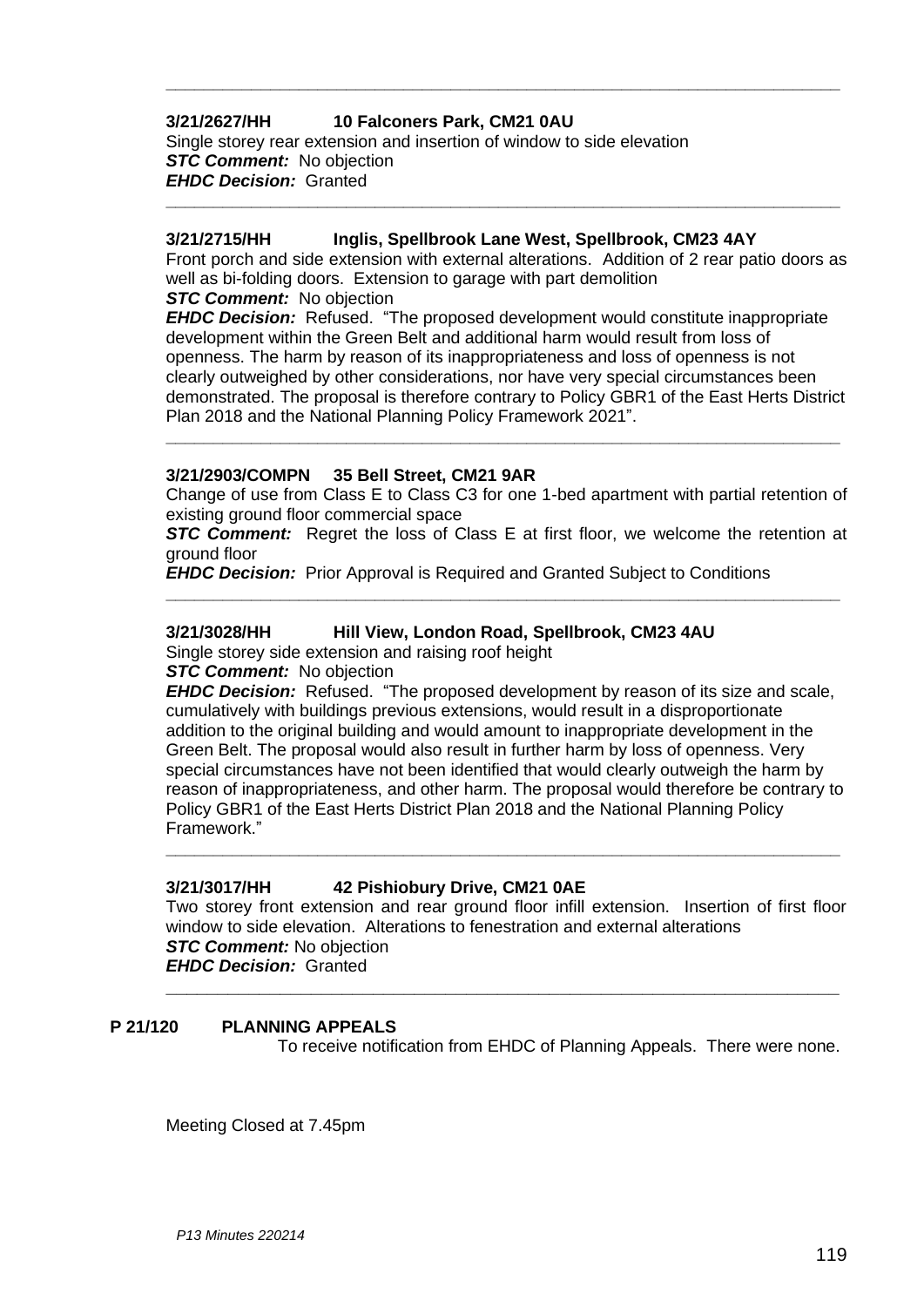---

**3/21/2627/HH 10 Falconers Park, CM21 0AU**

Single storey rear extension and insertion of window to side elevation

***STC Comment:*** No objection

***EHDC Decision:*** Granted

---

**3/21/2715/HH Inglis, Spellbrook Lane West, Spellbrook, CM23 4AY**

Front porch and side extension with external alterations. Addition of 2 rear patio doors as well as bi-folding doors. Extension to garage with part demolition

***STC Comment:*** No objection

***EHDC Decision:*** Refused. "The proposed development would constitute inappropriate development within the Green Belt and additional harm would result from loss of openness. The harm by reason of its inappropriateness and loss of openness is not clearly outweighed by other considerations, nor have very special circumstances been demonstrated. The proposal is therefore contrary to Policy GBR1 of the East Herts District Plan 2018 and the National Planning Policy Framework 2021".

---

**3/21/2903/COMPN 35 Bell Street, CM21 9AR**

Change of use from Class E to Class C3 for one 1-bed apartment with partial retention of existing ground floor commercial space

***STC Comment:*** Regret the loss of Class E at first floor, we welcome the retention at ground floor

***EHDC Decision:*** Prior Approval is Required and Granted Subject to Conditions

---

**3/21/3028/HH Hill View, London Road, Spellbrook, CM23 4AU**

Single storey side extension and raising roof height

***STC Comment:*** No objection

***EHDC Decision:*** Refused. "The proposed development by reason of its size and scale, cumulatively with buildings previous extensions, would result in a disproportionate addition to the original building and would amount to inappropriate development in the Green Belt. The proposal would also result in further harm by loss of openness. Very special circumstances have not been identified that would clearly outweigh the harm by reason of inappropriateness, and other harm. The proposal would therefore be contrary to Policy GBR1 of the East Herts District Plan 2018 and the National Planning Policy Framework."

---

**3/21/3017/HH 42 Pishiobury Drive, CM21 0AE**

Two storey front extension and rear ground floor infill extension. Insertion of first floor window to side elevation. Alterations to fenestration and external alterations

***STC Comment:*** No objection

***EHDC Decision:*** Granted

---

**P 21/120 PLANNING APPEALS**

To receive notification from EHDC of Planning Appeals. There were none.

Meeting Closed at 7.45pm